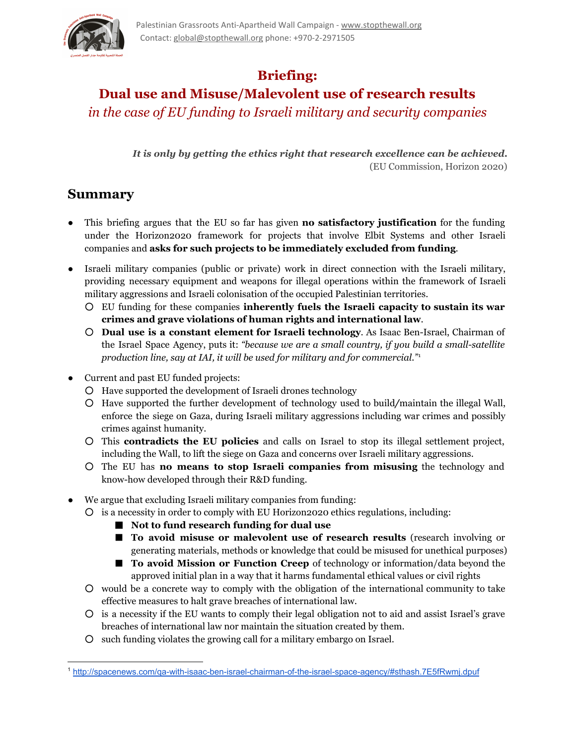Palestinian Grassroots Anti-Apartheid Wall Campaign - www.stopthewall.org
Contact: global@stopthewall.org phone: +970-2-2971505

# Briefing:
# Dual use and Misuse/Malevolent use of research results
## *in the case of EU funding to Israeli military and security companies*

> ***It is only by getting the ethics right that research excellence can be achieved.***
> (EU Commission, Horizon 2020)

## Summary

- This briefing argues that the EU so far has given **no satisfactory justification** for the funding under the Horizon2020 framework for projects that involve Elbit Systems and other Israeli companies and **asks for such projects to be immediately excluded from funding**.
- Israeli military companies (public or private) work in direct connection with the Israeli military, providing necessary equipment and weapons for illegal operations within the framework of Israeli military aggressions and Israeli colonisation of the occupied Palestinian territories.
  - EU funding for these companies **inherently fuels the Israeli capacity to sustain its war crimes and grave violations of human rights and international law**.
  - **Dual use is a constant element for Israeli technology**. As Isaac Ben-Israel, Chairman of the Israel Space Agency, puts it: *"because we are a small country, if you build a small-satellite production line, say at IAI, it will be used for military and for commercial."*[1]
- Current and past EU funded projects:
  - Have supported the development of Israeli drones technology
  - Have supported the further development of technology used to build/maintain the illegal Wall, enforce the siege on Gaza, during Israeli military aggressions including war crimes and possibly crimes against humanity.
  - This **contradicts the EU policies** and calls on Israel to stop its illegal settlement project, including the Wall, to lift the siege on Gaza and concerns over Israeli military aggressions.
  - The EU has **no means to stop Israeli companies from misusing** the technology and know-how developed through their R&D funding.
- We argue that excluding Israeli military companies from funding:
  - is a necessity in order to comply with EU Horizon2020 ethics regulations, including:
    - **Not to fund research funding for dual use**
    - **To avoid misuse or malevolent use of research results** (research involving or generating materials, methods or knowledge that could be misused for unethical purposes)
    - **To avoid Mission or Function Creep** of technology or information/data beyond the approved initial plan in a way that it harms fundamental ethical values or civil rights
  - would be a concrete way to comply with the obligation of the international community to take effective measures to halt grave breaches of international law.
  - is a necessity if the EU wants to comply their legal obligation not to aid and assist Israel's grave breaches of international law nor maintain the situation created by them.
  - such funding violates the growing call for a military embargo on Israel.

---

[1] http://spacenews.com/qa-with-isaac-ben-israel-chairman-of-the-israel-space-agency/#sthash.7E5fRwmj.dpuf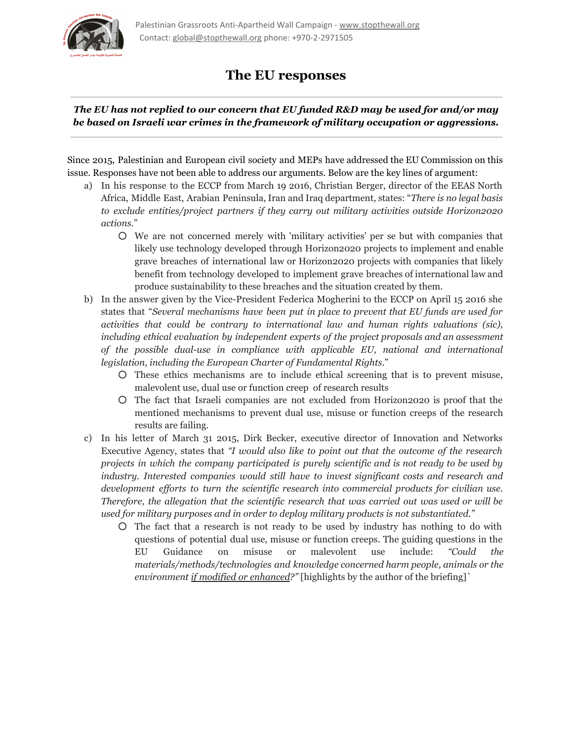# The EU responses

***The EU has not replied to our concern that EU funded R&D may be used for and/or may be based on Israeli war crimes in the framework of military occupation or aggressions.***

Since 2015, Palestinian and European civil society and MEPs have addressed the EU Commission on this issue. Responses have not been able to address our arguments. Below are the key lines of argument:

a) In his response to the ECCP from March 19 2016, Christian Berger, director of the EEAS North Africa, Middle East, Arabian Peninsula, Iran and Iraq department, states: "*There is no legal basis to exclude entities/project partners if they carry out military activities outside Horizon2020 actions.*"
   - We are not concerned merely with 'military activities' per se but with companies that likely use technology developed through Horizon2020 projects to implement and enable grave breaches of international law or Horizon2020 projects with companies that likely benefit from technology developed to implement grave breaches of international law and produce sustainability to these breaches and the situation created by them.

b) In the answer given by the Vice-President Federica Mogherini to the ECCP on April 15 2016 she states that "*Several mechanisms have been put in place to prevent that EU funds are used for activities that could be contrary to international law and human rights valuations (sic), including ethical evaluation by independent experts of the project proposals and an assessment of the possible dual-use in compliance with applicable EU, national and international legislation, including the European Charter of Fundamental Rights.*"
   - These ethics mechanisms are to include ethical screening that is to prevent misuse, malevolent use, dual use or function creep of research results
   - The fact that Israeli companies are not excluded from Horizon2020 is proof that the mentioned mechanisms to prevent dual use, misuse or function creeps of the research results are failing.

c) In his letter of March 31 2015, Dirk Becker, executive director of Innovation and Networks Executive Agency, states that *"I would also like to point out that the outcome of the research projects in which the company participated is purely scientific and is not ready to be used by industry. Interested companies would still have to invest significant costs and research and development efforts to turn the scientific research into commercial products for civilian use. Therefore, the allegation that the scientific research that was carried out was used or will be used for military purposes and in order to deploy military products is not substantiated."*
   - The fact that a research is not ready to be used by industry has nothing to do with questions of potential dual use, misuse or function creeps. The guiding questions in the EU Guidance on misuse or malevolent use include: *"Could the materials/methods/technologies and knowledge concerned harm people, animals or the environment <u>if modified or enhanced</u>?"* [highlights by the author of the briefing]`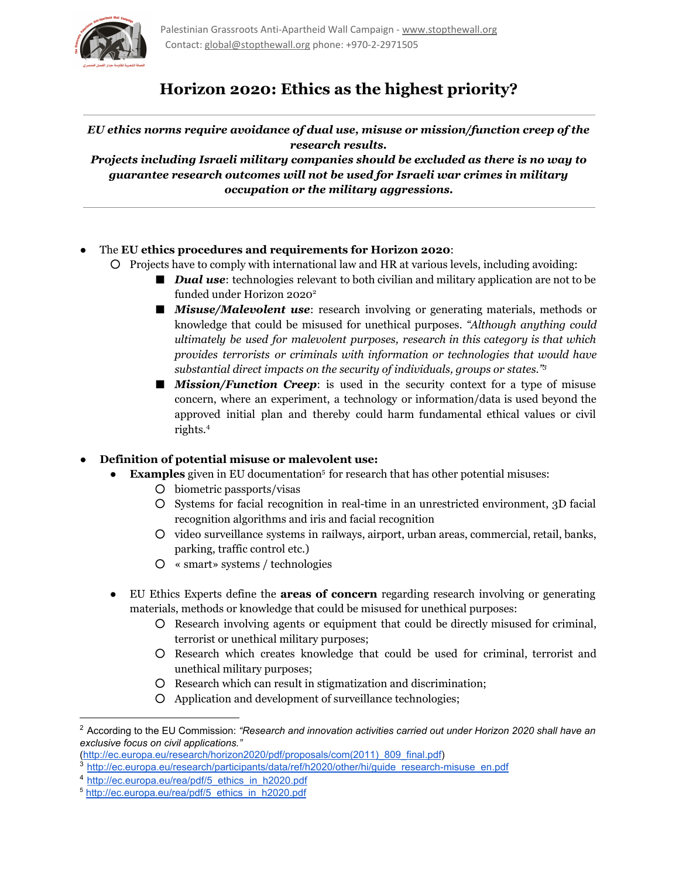# Horizon 2020: Ethics as the highest priority?

***EU ethics norms require avoidance of dual use, misuse or mission/function creep of the research results.***
***Projects including Israeli military companies should be excluded as there is no way to guarantee research outcomes will not be used for Israeli war crimes in military occupation or the military aggressions.***

- The **EU ethics procedures and requirements for Horizon 2020**:
  - Projects have to comply with international law and HR at various levels, including avoiding:
    - ***Dual use***: technologies relevant to both civilian and military application are not to be funded under Horizon 2020[2]
    - ***Misuse/Malevolent use***: research involving or generating materials, methods or knowledge that could be misused for unethical purposes. *"Although anything could ultimately be used for malevolent purposes, research in this category is that which provides terrorists or criminals with information or technologies that would have substantial direct impacts on the security of individuals, groups or states."*[3]
    - ***Mission/Function Creep***: is used in the security context for a type of misuse concern, where an experiment, a technology or information/data is used beyond the approved initial plan and thereby could harm fundamental ethical values or civil rights.[4]

- **Definition of potential misuse or malevolent use:**
  - **Examples** given in EU documentation[5] for research that has other potential misuses:
    - biometric passports/visas
    - Systems for facial recognition in real-time in an unrestricted environment, 3D facial recognition algorithms and iris and facial recognition
    - video surveillance systems in railways, airport, urban areas, commercial, retail, banks, parking, traffic control etc.)
    - « smart» systems / technologies
  - EU Ethics Experts define the **areas of concern** regarding research involving or generating materials, methods or knowledge that could be misused for unethical purposes:
    - Research involving agents or equipment that could be directly misused for criminal, terrorist or unethical military purposes;
    - Research which creates knowledge that could be used for criminal, terrorist and unethical military purposes;
    - Research which can result in stigmatization and discrimination;
    - Application and development of surveillance technologies;

---

[2] According to the EU Commission: *"Research and innovation activities carried out under Horizon 2020 shall have an exclusive focus on civil applications."* (http://ec.europa.eu/research/horizon2020/pdf/proposals/com(2011)_809_final.pdf)

[3] http://ec.europa.eu/research/participants/data/ref/h2020/other/hi/guide_research-misuse_en.pdf

[4] http://ec.europa.eu/rea/pdf/5_ethics_in_h2020.pdf

[5] http://ec.europa.eu/rea/pdf/5_ethics_in_h2020.pdf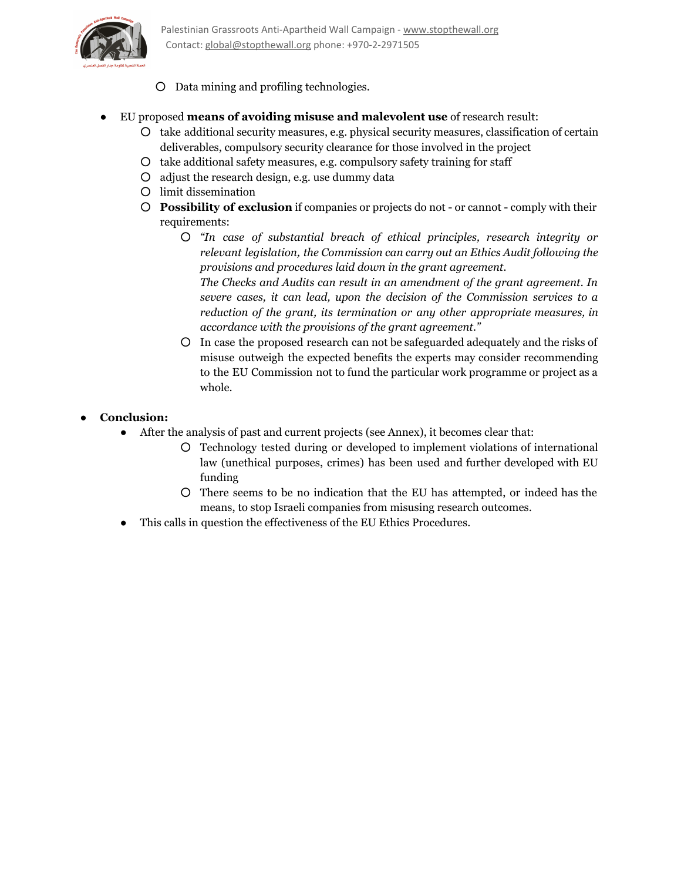- Data mining and profiling technologies.

- EU proposed **means of avoiding misuse and malevolent use** of research result:
  - take additional security measures, e.g. physical security measures, classification of certain deliverables, compulsory security clearance for those involved in the project
  - take additional safety measures, e.g. compulsory safety training for staff
  - adjust the research design, e.g. use dummy data
  - limit dissemination
  - **Possibility of exclusion** if companies or projects do not - or cannot - comply with their requirements:
    - *"In case of substantial breach of ethical principles, research integrity or relevant legislation, the Commission can carry out an Ethics Audit following the provisions and procedures laid down in the grant agreement.*
      *The Checks and Audits can result in an amendment of the grant agreement. In severe cases, it can lead, upon the decision of the Commission services to a reduction of the grant, its termination or any other appropriate measures, in accordance with the provisions of the grant agreement."*
    - In case the proposed research can not be safeguarded adequately and the risks of misuse outweigh the expected benefits the experts may consider recommending to the EU Commission not to fund the particular work programme or project as a whole.

- **Conclusion:**
  - After the analysis of past and current projects (see Annex), it becomes clear that:
    - Technology tested during or developed to implement violations of international law (unethical purposes, crimes) has been used and further developed with EU funding
    - There seems to be no indication that the EU has attempted, or indeed has the means, to stop Israeli companies from misusing research outcomes.
  - This calls in question the effectiveness of the EU Ethics Procedures.